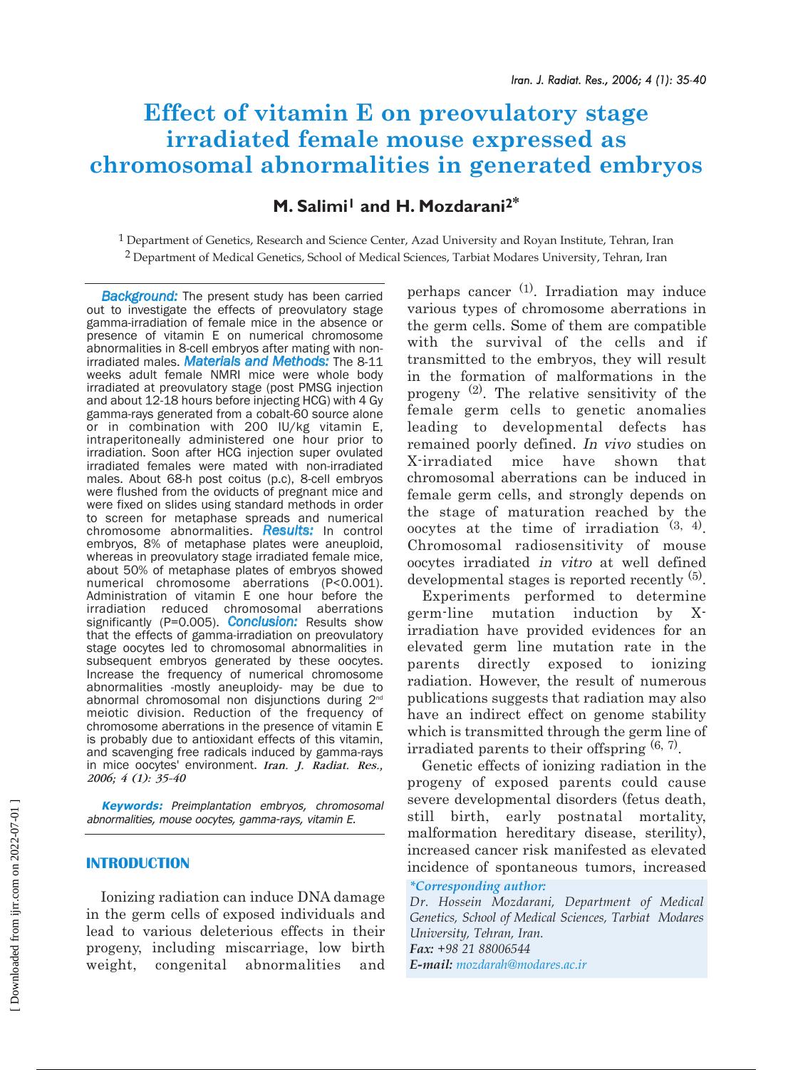# Effect of vitamin E on preovulatory stage irradiated female mouse expressed as chromosomal abnormalities in generated embryos

## M. Salimi[1] and H. Mozdarani[2]*

[1] Department of Genetics, Research and Science Center, Azad University and Royan Institute, Tehran, Iran

[2] Department of Medical Genetics, School of Medical Sciences, Tarbiat Modares University, Tehran, Iran

***Background:*** The present study has been carried out to investigate the effects of preovulatory stage gamma-irradiation of female mice in the absence or presence of vitamin E on numerical chromosome abnormalities in 8-cell embryos after mating with non-irradiated males. ***Materials and Methods:*** The 8-11 weeks adult female NMRI mice were whole body irradiated at preovulatory stage (post PMSG injection and about 12-18 hours before injecting HCG) with 4 Gy gamma-rays generated from a cobalt-60 source alone or in combination with 200 IU/kg vitamin E, intraperitoneally administered one hour prior to irradiation. Soon after HCG injection super ovulated irradiated females were mated with non-irradiated males. About 68-h post coitus (p.c), 8-cell embryos were flushed from the oviducts of pregnant mice and were fixed on slides using standard methods in order to screen for metaphase spreads and numerical chromosome abnormalities. ***Results:*** In control embryos, 8% of metaphase plates were aneuploid, whereas in preovulatory stage irradiated female mice, about 50% of metaphase plates of embryos showed numerical chromosome aberrations ($P<0.001$). Administration of vitamin E one hour before the irradiation reduced chromosomal aberrations significantly ($P=0.005$). ***Conclusion:*** Results show that the effects of gamma-irradiation on preovulatory stage oocytes led to chromosomal abnormalities in subsequent embryos generated by these oocytes. Increase the frequency of numerical chromosome abnormalities -mostly aneuploidy- may be due to abnormal chromosomal non disjunctions during 2[nd] meiotic division. Reduction of the frequency of chromosome aberrations in the presence of vitamin E is probably due to antioxidant effects of this vitamin, and scavenging free radicals induced by gamma-rays in mice oocytes' environment. ***Iran. J. Radiat. Res., 2006; 4 (1): 35-40***

***Keywords:*** *Preimplantation embryos, chromosomal abnormalities, mouse oocytes, gamma-rays, vitamin E.*

## INTRODUCTION

Ionizing radiation can induce DNA damage in the germ cells of exposed individuals and lead to various deleterious effects in their progeny, including miscarriage, low birth weight, congenital abnormalities and perhaps cancer [1]. Irradiation may induce various types of chromosome aberrations in the germ cells. Some of them are compatible with the survival of the cells and if transmitted to the embryos, they will result in the formation of malformations in the progeny [2]. The relative sensitivity of the female germ cells to genetic anomalies leading to developmental defects has remained poorly defined. *In vivo* studies on X-irradiated mice have shown that chromosomal aberrations can be induced in female germ cells, and strongly depends on the stage of maturation reached by the oocytes at the time of irradiation [3, 4]. Chromosomal radiosensitivity of mouse oocytes irradiated *in vitro* at well defined developmental stages is reported recently [5].

Experiments performed to determine germ-line mutation induction by X-irradiation have provided evidences for an elevated germ line mutation rate in the parents directly exposed to ionizing radiation. However, the result of numerous publications suggests that radiation may also have an indirect effect on genome stability which is transmitted through the germ line of irradiated parents to their offspring [6, 7].

Genetic effects of ionizing radiation in the progeny of exposed parents could cause severe developmental disorders (fetus death, still birth, early postnatal mortality, malformation hereditary disease, sterility), increased cancer risk manifested as elevated incidence of spontaneous tumors, increased

***\*Corresponding author:***
*Dr. Hossein Mozdarani, Department of Medical Genetics, School of Medical Sciences, Tarbiat Modares University, Tehran, Iran.*
***Fax:*** *+98 21 88006544*
***E-mail:*** *mozdarah@modares.ac.ir*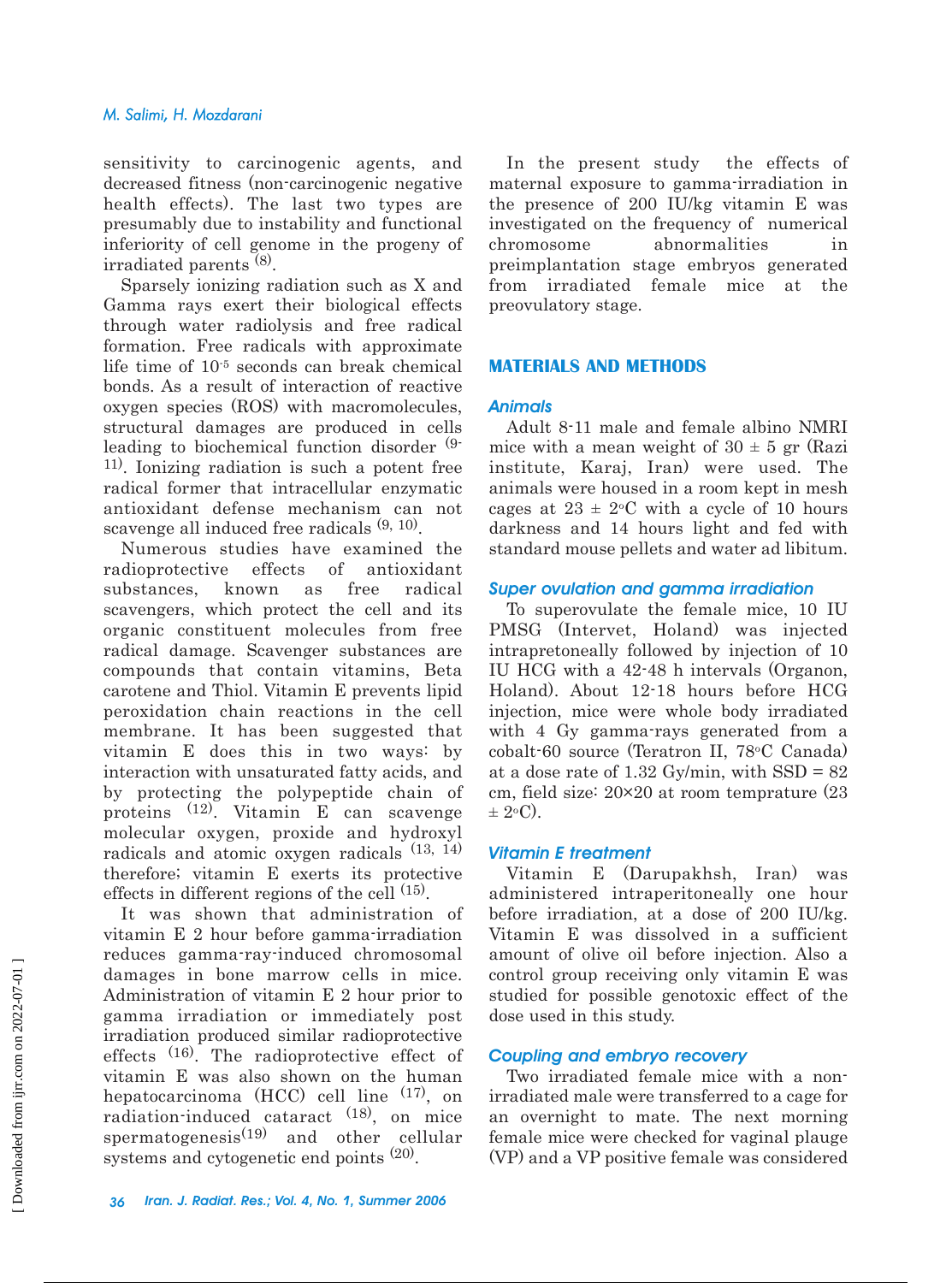sensitivity to carcinogenic agents, and decreased fitness (non-carcinogenic negative health effects). The last two types are presumably due to instability and functional inferiority of cell genome in the progeny of irradiated parents [8].

Sparsely ionizing radiation such as X and Gamma rays exert their biological effects through water radiolysis and free radical formation. Free radicals with approximate life time of $10^{-5}$ seconds can break chemical bonds. As a result of interaction of reactive oxygen species (ROS) with macromolecules, structural damages are produced in cells leading to biochemical function disorder [9-11]. Ionizing radiation is such a potent free radical former that intracellular enzymatic antioxidant defense mechanism can not scavenge all induced free radicals [9, 10].

Numerous studies have examined the radioprotective effects of antioxidant substances, known as free radical scavengers, which protect the cell and its organic constituent molecules from free radical damage. Scavenger substances are compounds that contain vitamins, Beta carotene and Thiol. Vitamin E prevents lipid peroxidation chain reactions in the cell membrane. It has been suggested that vitamin E does this in two ways: by interaction with unsaturated fatty acids, and by protecting the polypeptide chain of proteins [12]. Vitamin E can scavenge molecular oxygen, proxide and hydroxyl radicals and atomic oxygen radicals [13, 14] therefore; vitamin E exerts its protective effects in different regions of the cell [15].

It was shown that administration of vitamin E 2 hour before gamma-irradiation reduces gamma-ray-induced chromosomal damages in bone marrow cells in mice. Administration of vitamin E 2 hour prior to gamma irradiation or immediately post irradiation produced similar radioprotective effects [16]. The radioprotective effect of vitamin E was also shown on the human hepatocarcinoma (HCC) cell line [17], on radiation-induced cataract [18], on mice spermatogenesis[19] and other cellular systems and cytogenetic end points [20].

In the present study the effects of maternal exposure to gamma-irradiation in the presence of 200 IU/kg vitamin E was investigated on the frequency of numerical chromosome abnormalities in preimplantation stage embryos generated from irradiated female mice at the preovulatory stage.

## MATERIALS AND METHODS

### *Animals*

Adult 8-11 male and female albino NMRI mice with a mean weight of 30 ± 5 gr (Razi institute, Karaj, Iran) were used. The animals were housed in a room kept in mesh cages at 23 ± 2°C with a cycle of 10 hours darkness and 14 hours light and fed with standard mouse pellets and water ad libitum.

### *Super ovulation and gamma irradiation*

To superovulate the female mice, 10 IU PMSG (Intervet, Holand) was injected intrapretoneally followed by injection of 10 IU HCG with a 42-48 h intervals (Organon, Holand). About 12-18 hours before HCG injection, mice were whole body irradiated with 4 Gy gamma-rays generated from a cobalt-60 source (Teratron II, 78°C Canada) at a dose rate of 1.32 Gy/min, with SSD = 82 cm, field size: 20×20 at room temprature (23 ± 2°C).

### *Vitamin E treatment*

Vitamin E (Darupakhsh, Iran) was administered intraperitoneally one hour before irradiation, at a dose of 200 IU/kg. Vitamin E was dissolved in a sufficient amount of olive oil before injection. Also a control group receiving only vitamin E was studied for possible genotoxic effect of the dose used in this study.

### *Coupling and embryo recovery*

Two irradiated female mice with a non-irradiated male were transferred to a cage for an overnight to mate. The next morning female mice were checked for vaginal plauge (VP) and a VP positive female was considered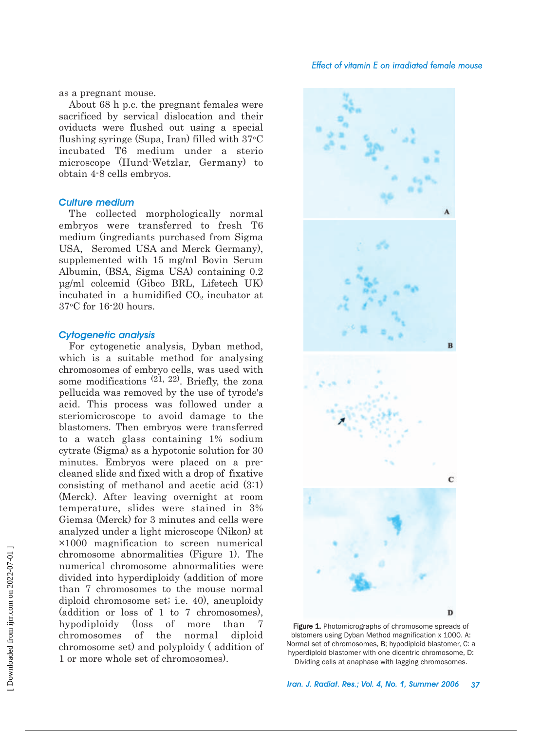as a pregnant mouse.

About 68 h p.c. the pregnant females were sacrificed by servical dislocation and their oviducts were flushed out using a special flushing syringe (Supa, Iran) filled with 37°C incubated T6 medium under a sterio microscope (Hund-Wetzlar, Germany) to obtain 4-8 cells embryos.

### *Culture medium*

The collected morphologically normal embryos were transferred to fresh T6 medium (ingrediants purchased from Sigma USA, Seromed USA and Merck Germany), supplemented with 15 mg/ml Bovin Serum Albumin, (BSA, Sigma USA) containing 0.2 µg/ml colcemid (Gibco BRL, Lifetech UK) incubated in a humidified $CO_2$ incubator at 37°C for 16-20 hours.

### *Cytogenetic analysis*

For cytogenetic analysis, Dyban method, which is a suitable method for analysing chromosomes of embryo cells, was used with some modifications [21, 22]. Briefly, the zona pellucida was removed by the use of tyrode's acid. This process was followed under a steriomicroscope to avoid damage to the blastomers. Then embryos were transferred to a watch glass containing 1% sodium cytrate (Sigma) as a hypotonic solution for 30 minutes. Embryos were placed on a pre-cleaned slide and fixed with a drop of fixative consisting of methanol and acetic acid (3:1) (Merck). After leaving overnight at room temperature, slides were stained in 3% Giemsa (Merck) for 3 minutes and cells were analyzed under a light microscope (Nikon) at ×1000 magnification to screen numerical chromosome abnormalities (Figure 1). The numerical chromosome abnormalities were divided into hyperdiploidy (addition of more than 7 chromosomes to the mouse normal diploid chromosome set; i.e. 40), aneuploidy (addition or loss of 1 to 7 chromosomes), hypodiploidy (loss of more than 7 chromosomes of the normal diploid chromosome set) and polyploidy ( addition of 1 or more whole set of chromosomes).

**Figure 1.** Photomicrographs of chromosome spreads of blstomers using Dyban Method magnification x 1000. A: Normal set of chromosomes, B; hypodiploid blastomer, C: a hyperdiploid blastomer with one dicentric chromosome, D: Dividing cells at anaphase with lagging chromosomes.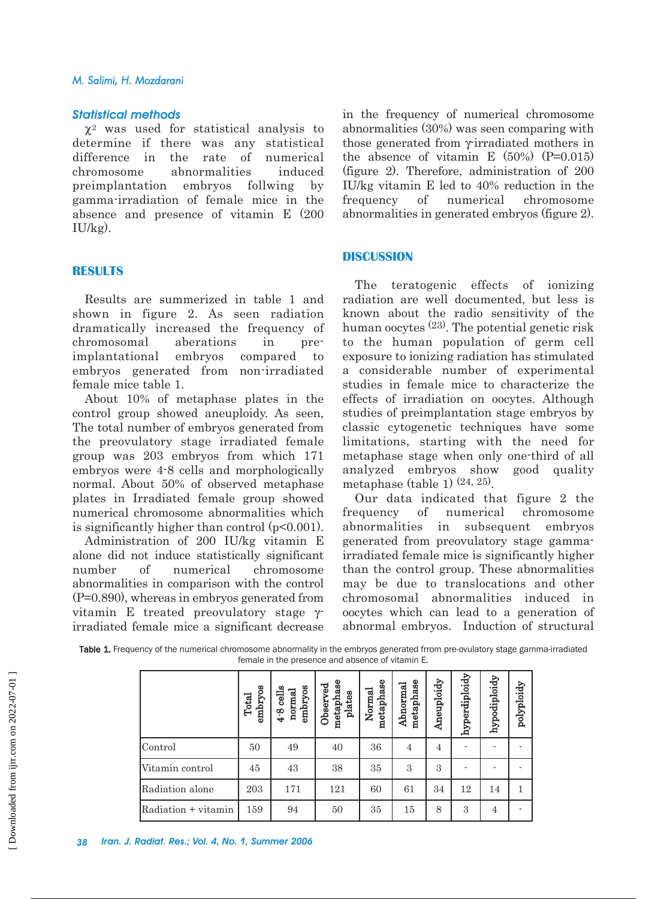### Statistical methods

$\chi^2$ was used for statistical analysis to determine if there was any statistical difference in the rate of numerical chromosome abnormalities induced preimplantation embryos follwing by gamma-irradiation of female mice in the absence and presence of vitamin E (200 IU/kg).

## RESULTS

Results are summerized in table 1 and shown in figure 2. As seen radiation dramatically increased the frequency of chromosomal aberations in pre-implantational embryos compared to embryos generated from non-irradiated female mice table 1.

About 10% of metaphase plates in the control group showed aneuploidy. As seen, The total number of embryos generated from the preovulatory stage irradiated female group was 203 embryos from which 171 embryos were 4-8 cells and morphologically normal. About 50% of observed metaphase plates in Irradiated female group showed numerical chromosome abnormalities which is significantly higher than control ($p<0.001$).

Administration of 200 IU/kg vitamin E alone did not induce statistically significant number of numerical chromosome abnormalities in comparison with the control ($P=0.890$), whereas in embryos generated from vitamin E treated preovulatory stage γ-irradiated female mice a significant decrease in the frequency of numerical chromosome abnormalities (30%) was seen comparing with those generated from γ-irradiated mothers in the absence of vitamin E (50%) ($P=0.015$) (figure 2). Therefore, administration of 200 IU/kg vitamin E led to 40% reduction in the frequency of numerical chromosome abnormalities in generated embryos (figure 2).

## DISCUSSION

The teratogenic effects of ionizing radiation are well documented, but less is known about the radio sensitivity of the human oocytes [23]. The potential genetic risk to the human population of germ cell exposure to ionizing radiation has stimulated a considerable number of experimental studies in female mice to characterize the effects of irradiation on oocytes. Although studies of preimplantation stage embryos by classic cytogenetic techniques have some limitations, starting with the need for metaphase stage when only one-third of all analyzed embryos show good quality metaphase (table 1) [24, 25].

Our data indicated that figure 2 the frequency of numerical chromosome abnormalities in subsequent embryos generated from preovulatory stage gamma-irradiated female mice is significantly higher than the control group. These abnormalities may be due to translocations and other chromosomal abnormalities induced in oocytes which can lead to a generation of abnormal embryos. Induction of structural

**Table 1.** Frequency of the numerical chromosome abnormality in the embryos generated frrom pre-ovulatory stage gamma-irradiated female in the presence and absence of vitamin E.

| | Total embryos | 4-8 cells normal embryos | Observed metaphase plates | Normal metaphase | Abnormal metaphase | Aneuploidy | hyperdiploidy | hypodiploidy | polyploidy |
|---|---|---|---|---|---|---|---|---|---|
| Control | 50 | 49 | 40 | 36 | 4 | 4 | - | - | - |
| Vitamin control | 45 | 43 | 38 | 35 | 3 | 3 | - | - | - |
| Radiation alone | 203 | 171 | 121 | 60 | 61 | 34 | 12 | 14 | 1 |
| Radiation + vitamin | 159 | 94 | 50 | 35 | 15 | 8 | 3 | 4 | - |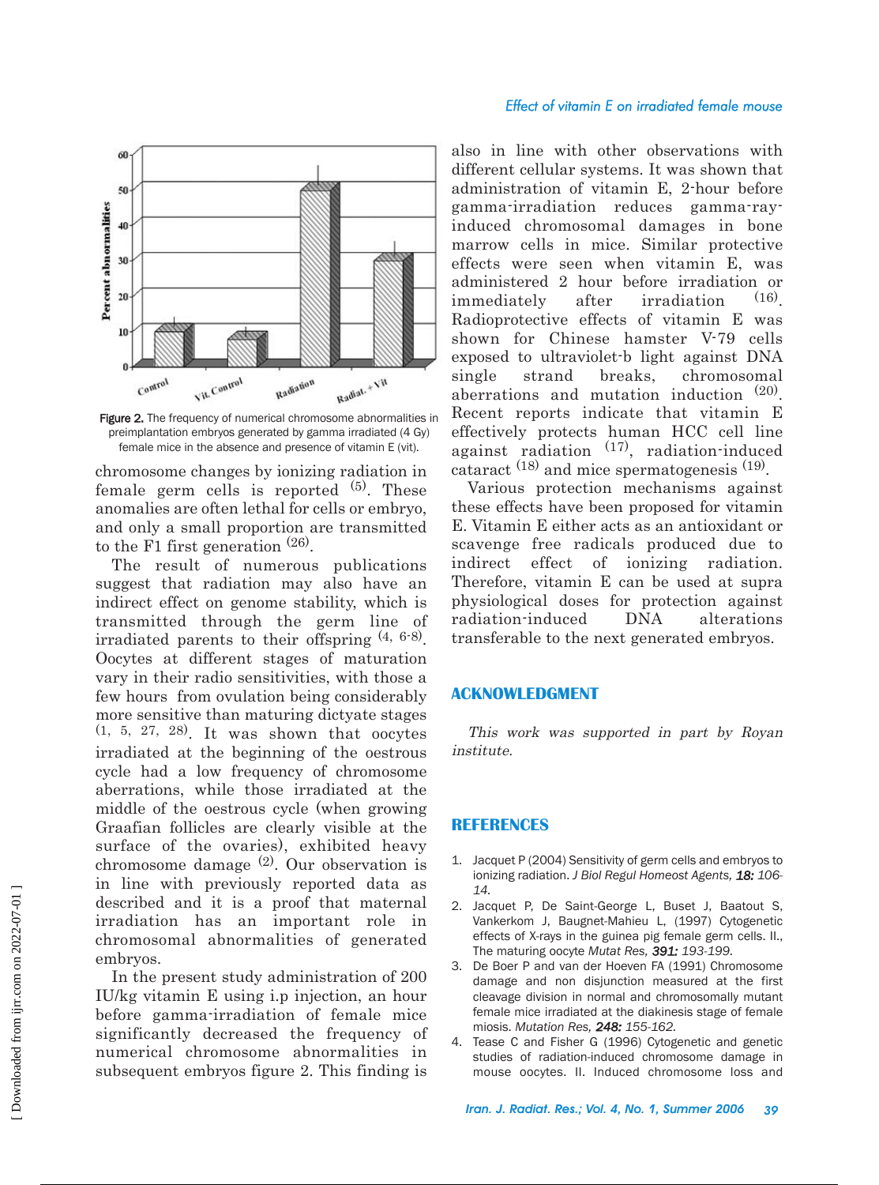Figure 2. The frequency of numerical chromosome abnormalities in preimplantation embryos generated by gamma irradiated (4 Gy) female mice in the absence and presence of vitamin E (vit).

chromosome changes by ionizing radiation in female germ cells is reported [5]. These anomalies are often lethal for cells or embryo, and only a small proportion are transmitted to the F1 first generation [26].

The result of numerous publications suggest that radiation may also have an indirect effect on genome stability, which is transmitted through the germ line of irradiated parents to their offspring [4, 6-8]. Oocytes at different stages of maturation vary in their radio sensitivities, with those a few hours from ovulation being considerably more sensitive than maturing dictyate stages [1, 5, 27, 28]. It was shown that oocytes irradiated at the beginning of the oestrous cycle had a low frequency of chromosome aberrations, while those irradiated at the middle of the oestrous cycle (when growing Graafian follicles are clearly visible at the surface of the ovaries), exhibited heavy chromosome damage [2]. Our observation is in line with previously reported data as described and it is a proof that maternal irradiation has an important role in chromosomal abnormalities of generated embryos.

In the present study administration of 200 IU/kg vitamin E using i.p injection, an hour before gamma-irradiation of female mice significantly decreased the frequency of numerical chromosome abnormalities in subsequent embryos figure 2. This finding is also in line with other observations with different cellular systems. It was shown that administration of vitamin E, 2-hour before gamma-irradiation reduces gamma-ray-induced chromosomal damages in bone marrow cells in mice. Similar protective effects were seen when vitamin E, was administered 2 hour before irradiation or immediately after irradiation [16]. Radioprotective effects of vitamin E was shown for Chinese hamster V-79 cells exposed to ultraviolet-b light against DNA single strand breaks, chromosomal aberrations and mutation induction [20]. Recent reports indicate that vitamin E effectively protects human HCC cell line against radiation [17], radiation-induced cataract [18] and mice spermatogenesis [19].

Various protection mechanisms against these effects have been proposed for vitamin E. Vitamin E either acts as an antioxidant or scavenge free radicals produced due to indirect effect of ionizing radiation. Therefore, vitamin E can be used at supra physiological doses for protection against radiation-induced DNA alterations transferable to the next generated embryos.

## ACKNOWLEDGMENT

*This work was supported in part by Royan institute.*

## REFERENCES

1. Jacquet P (2004) Sensitivity of germ cells and embryos to ionizing radiation. *J Biol Regul Homeost Agents,* ***18:*** *106-14.*
2. Jacquet P, De Saint-George L, Buset J, Baatout S, Vankerkom J, Baugnet-Mahieu L, (1997) Cytogenetic effects of X-rays in the guinea pig female germ cells. II., The maturing oocyte *Mutat Res,* ***391:*** *193-199.*
3. De Boer P and van der Hoeven FA (1991) Chromosome damage and non disjunction measured at the first cleavage division in normal and chromosomally mutant female mice irradiated at the diakinesis stage of female miosis. *Mutation Res,* ***248:*** *155-162.*
4. Tease C and Fisher G (1996) Cytogenetic and genetic studies of radiation-induced chromosome damage in mouse oocytes. II. Induced chromosome loss and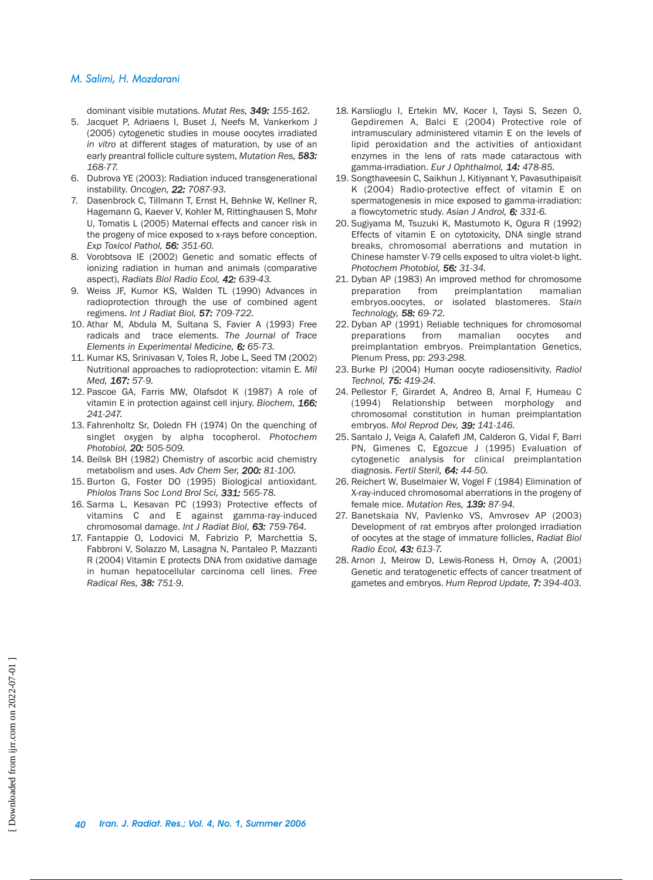dominant visible mutations. *Mutat Res,* ***349:*** *155-162.*

5. Jacquet P, Adriaens I, Buset J, Neefs M, Vankerkom J (2005) cytogenetic studies in mouse oocytes irradiated *in vitro* at different stages of maturation, by use of an early preantral follicle culture system, *Mutation Res,* ***583:*** *168-77.*
6. Dubrova YE (2003): Radiation induced transgenerational instability. *Oncogen,* ***22:*** *7087-93.*
7. Dasenbrock C, Tillmann T, Ernst H, Behnke W, Kellner R, Hagemann G, Kaever V, Kohler M, Rittinghausen S, Mohr U, Tomatis L (2005) Maternal effects and cancer risk in the progeny of mice exposed to x-rays before conception. *Exp Toxicol Pathol,* ***56:*** *351-60.*
8. Vorobtsova IE (2002) Genetic and somatic effects of ionizing radiation in human and animals (comparative aspect), *Radiats Biol Radio Ecol,* ***42:*** *639-43.*
9. Weiss JF, Kumor KS, Walden TL (1990) Advances in radioprotection through the use of combined agent regimens. *Int J Radiat Biol,* ***57:*** *709-722.*
10. Athar M, Abdula M, Sultana S, Favier A (1993) Free radicals and trace elements. *The Journal of Trace Elements in Experimental Medicine,* ***6:*** *65-73.*
11. Kumar KS, Srinivasan V, Toles R, Jobe L, Seed TM (2002) Nutritional approaches to radioprotection: vitamin E. *Mil Med,* ***167:*** *57-9.*
12. Pascoe GA, Farris MW, Olafsdot K (1987) A role of vitamin E in protection against cell injury. *Biochem,* ***166:*** *241-247.*
13. Fahrenholtz Sr, Doledn FH (1974) On the quenching of singlet oxygen by alpha tocopherol. *Photochem Photobiol,* ***20:*** *505-509.*
14. Beilsk BH (1982) Chemistry of ascorbic acid chemistry metabolism and uses. *Adv Chem Ser,* ***200:*** *81-100.*
15. Burton G, Foster DO (1995) Biological antioxidant. *Phiolos Trans Soc Lond Brol Sci,* ***331:*** *565-78.*
16. Sarma L, Kesavan PC (1993) Protective effects of vitamins C and E against gamma-ray-induced chromosomal damage. *Int J Radiat Biol,* ***63:*** *759-764.*
17. Fantappie O, Lodovici M, Fabrizio P, Marchettia S, Fabbroni V, Solazzo M, Lasagna N, Pantaleo P, Mazzanti R (2004) Vitamin E protects DNA from oxidative damage in human hepatocellular carcinoma cell lines. *Free Radical Res,* ***38:*** *751-9.*
18. Karslioglu I, Ertekin MV, Kocer I, Taysi S, Sezen O, Gepdiremen A, Balci E (2004) Protective role of intramuscularly administered vitamin E on the levels of lipid peroxidation and the activities of antioxidant enzymes in the lens of rats made cataractous with gamma-irradiation. *Eur J Ophthalmol,* ***14:*** *478-85.*
19. Songthaveesin C, Saikhun J, Kitiyanant Y, Pavasuthipaisit K (2004) Radio-protective effect of vitamin E on spermatogenesis in mice exposed to gamma-irradiation: a flowcytometric study. *Asian J Androl,* ***6:*** *331-6.*
20. Sugiyama M, Tsuzuki K, Mastumoto K, Ogura R (1992) Effects of vitamin E on cytotoxicity, DNA single strand breaks, chromosomal aberrations and mutation in Chinese hamster V-79 cells exposed to ultra violet-b light. *Photochem Photobiol,* ***56:*** *31-34.*
21. Dyban AP (1983) An improved method for chromosome preparation from preimplantation mamalian embryos.oocytes, or isolated blastomeres. *Stain Technology,* ***58:*** *69-72.*
22. Dyban AP (1991) Reliable techniques for chromosomal preparations from mamalian oocytes and preimplantation embryos. Preimplantation Genetics, Plenum Press, pp: *293-298.*
23. Burke PJ (2004) Human oocyte radiosensitivity. *Radiol Technol,* ***75:*** *419-24.*
24. Pellestor F, Girardet A, Andreo B, Arnal F, Humeau C (1994) Relationship between morphology and chromosomal constitution in human preimplantation embryos. *Mol Reprod Dev,* ***39:*** *141-146.*
25. Santalo J, Veiga A, Calafefl JM, Calderon G, Vidal F, Barri PN, Gimenes C, Egozcue J (1995) Evaluation of cytogenetic analysis for clinical preimplantation diagnosis. *Fertil Steril,* ***64:*** *44-50.*
26. Reichert W, Buselmaier W, Vogel F (1984) Elimination of X-ray-induced chromosomal aberrations in the progeny of female mice. *Mutation Res,* ***139:*** *87-94.*
27. Banetskaia NV, Pavlenko VS, Amvrosev AP (2003) Development of rat embryos after prolonged irradiation of oocytes at the stage of immature follicles, *Radiat Biol Radio Ecol,* ***43:*** *613-7.*
28. Arnon J, Meirow D, Lewis-Roness H, Ornoy A, (2001) Genetic and teratogenetic effects of cancer treatment of gametes and embryos. *Hum Reprod Update,* ***7:*** *394-403.*